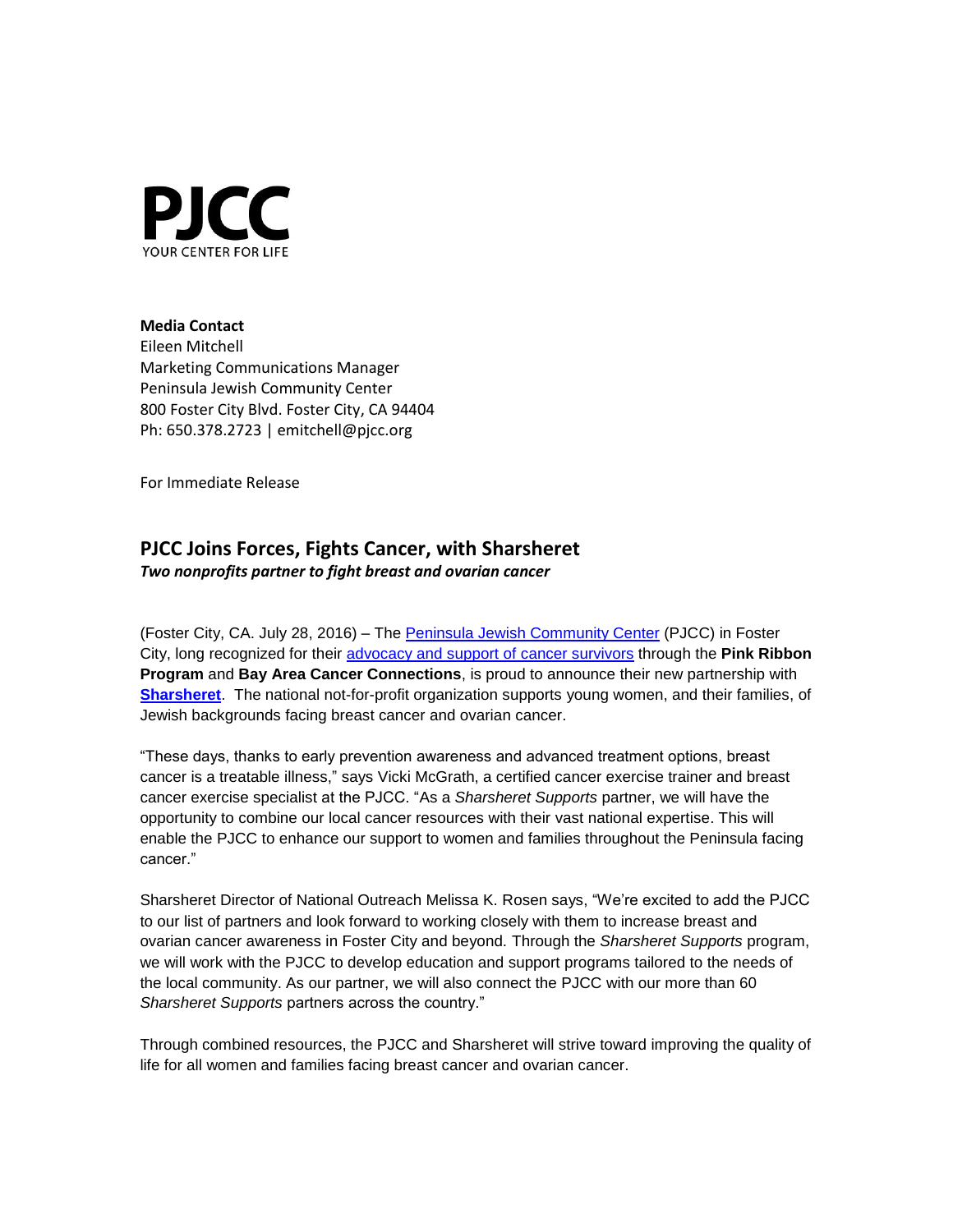**PJCC**
YOUR CENTER FOR LIFE

**Media Contact**
Eileen Mitchell
Marketing Communications Manager
Peninsula Jewish Community Center
800 Foster City Blvd. Foster City, CA 94404
Ph: 650.378.2723 | emitchell@pjcc.org

For Immediate Release

## PJCC Joins Forces, Fights Cancer, with Sharsheret

***Two nonprofits partner to fight breast and ovarian cancer***

(Foster City, CA. July 28, 2016) – The Peninsula Jewish Community Center (PJCC) in Foster City, long recognized for their advocacy and support of cancer survivors through the **Pink Ribbon Program** and **Bay Area Cancer Connections**, is proud to announce their new partnership with **Sharsheret**. The national not-for-profit organization supports young women, and their families, of Jewish backgrounds facing breast cancer and ovarian cancer.

"These days, thanks to early prevention awareness and advanced treatment options, breast cancer is a treatable illness," says Vicki McGrath, a certified cancer exercise trainer and breast cancer exercise specialist at the PJCC. "As a *Sharsheret Supports* partner, we will have the opportunity to combine our local cancer resources with their vast national expertise. This will enable the PJCC to enhance our support to women and families throughout the Peninsula facing cancer."

Sharsheret Director of National Outreach Melissa K. Rosen says, "We're excited to add the PJCC to our list of partners and look forward to working closely with them to increase breast and ovarian cancer awareness in Foster City and beyond. Through the *Sharsheret Supports* program, we will work with the PJCC to develop education and support programs tailored to the needs of the local community. As our partner, we will also connect the PJCC with our more than 60 *Sharsheret Supports* partners across the country."

Through combined resources, the PJCC and Sharsheret will strive toward improving the quality of life for all women and families facing breast cancer and ovarian cancer.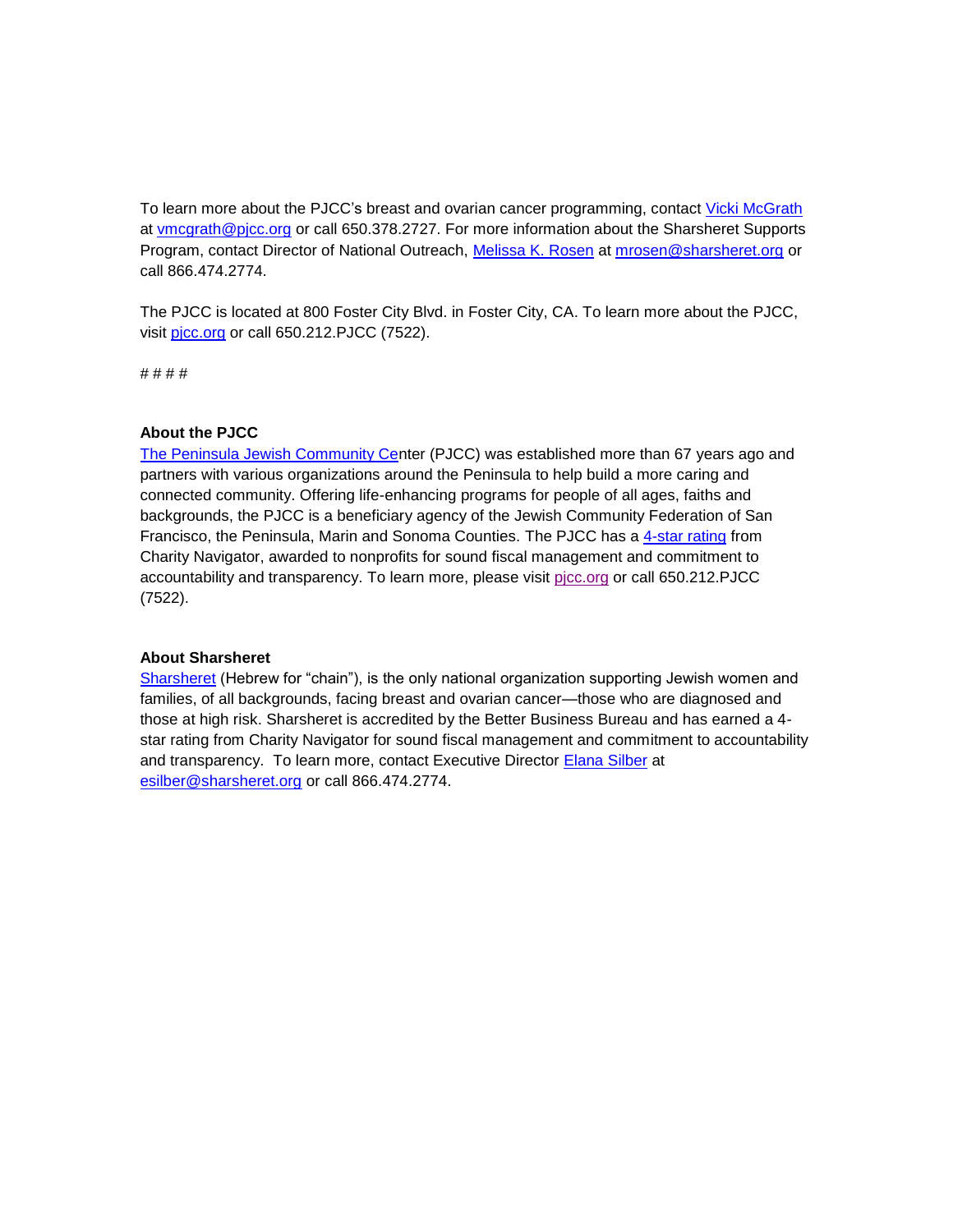To learn more about the PJCC's breast and ovarian cancer programming, contact Vicki McGrath at vmcgrath@pjcc.org or call 650.378.2727. For more information about the Sharsheret Supports Program, contact Director of National Outreach, Melissa K. Rosen at mrosen@sharsheret.org or call 866.474.2774.

The PJCC is located at 800 Foster City Blvd. in Foster City, CA. To learn more about the PJCC, visit pjcc.org or call 650.212.PJCC (7522).

# # # #

**About the PJCC**

The Peninsula Jewish Community Center (PJCC) was established more than 67 years ago and partners with various organizations around the Peninsula to help build a more caring and connected community. Offering life-enhancing programs for people of all ages, faiths and backgrounds, the PJCC is a beneficiary agency of the Jewish Community Federation of San Francisco, the Peninsula, Marin and Sonoma Counties. The PJCC has a 4-star rating from Charity Navigator, awarded to nonprofits for sound fiscal management and commitment to accountability and transparency. To learn more, please visit pjcc.org or call 650.212.PJCC (7522).

**About Sharsheret**

Sharsheret (Hebrew for "chain"), is the only national organization supporting Jewish women and families, of all backgrounds, facing breast and ovarian cancer—those who are diagnosed and those at high risk. Sharsheret is accredited by the Better Business Bureau and has earned a 4-star rating from Charity Navigator for sound fiscal management and commitment to accountability and transparency. To learn more, contact Executive Director Elana Silber at esilber@sharsheret.org or call 866.474.2774.